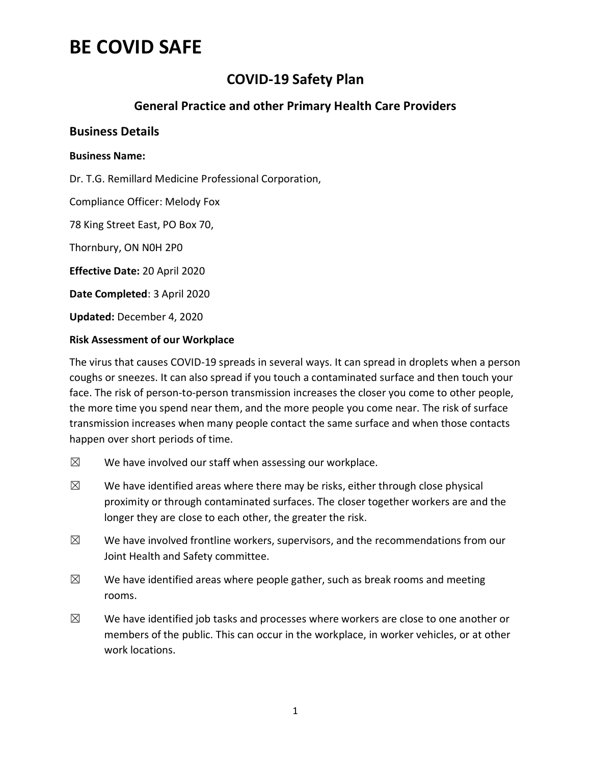# BE COVID SAFE

## COVID-19 Safety Plan

### General Practice and other Primary Health Care Providers

### Business Details

**Business Name:**

Dr. T.G. Remillard Medicine Professional Corporation,

Compliance Officer: Melody Fox

78 King Street East, PO Box 70,

Thornbury, ON N0H 2P0

**Effective Date:** 20 April 2020

**Date Completed**: 3 April 2020

**Updated:** December 4, 2020

**Risk Assessment of our Workplace**

The virus that causes COVID-19 spreads in several ways. It can spread in droplets when a person coughs or sneezes. It can also spread if you touch a contaminated surface and then touch your face. The risk of person-to-person transmission increases the closer you come to other people, the more time you spend near them, and the more people you come near. The risk of surface transmission increases when many people contact the same surface and when those contacts happen over short periods of time.

☒ We have involved our staff when assessing our workplace.

☒ We have identified areas where there may be risks, either through close physical proximity or through contaminated surfaces. The closer together workers are and the longer they are close to each other, the greater the risk.

☒ We have involved frontline workers, supervisors, and the recommendations from our Joint Health and Safety committee.

☒ We have identified areas where people gather, such as break rooms and meeting rooms.

☒ We have identified job tasks and processes where workers are close to one another or members of the public. This can occur in the workplace, in worker vehicles, or at other work locations.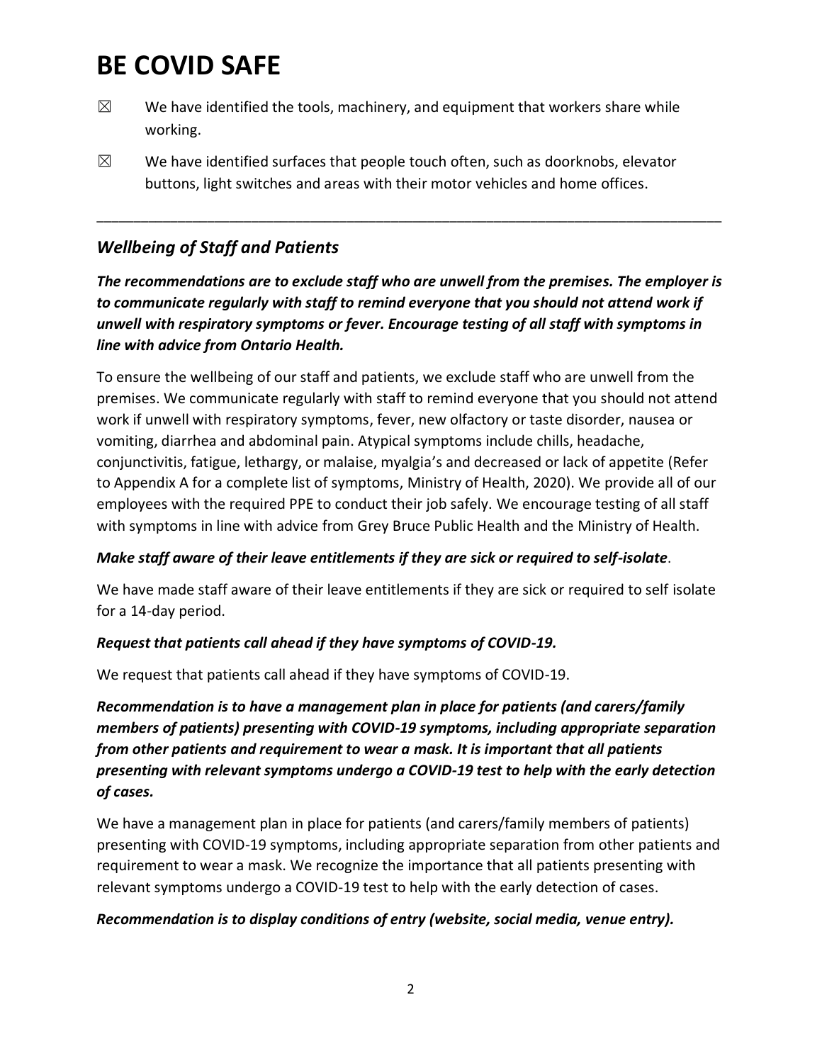# BE COVID SAFE

- ☒ We have identified the tools, machinery, and equipment that workers share while working.
- ☒ We have identified surfaces that people touch often, such as doorknobs, elevator buttons, light switches and areas with their motor vehicles and home offices.

---

## *Wellbeing of Staff and Patients*

***The recommendations are to exclude staff who are unwell from the premises. The employer is to communicate regularly with staff to remind everyone that you should not attend work if unwell with respiratory symptoms or fever. Encourage testing of all staff with symptoms in line with advice from Ontario Health.***

To ensure the wellbeing of our staff and patients, we exclude staff who are unwell from the premises. We communicate regularly with staff to remind everyone that you should not attend work if unwell with respiratory symptoms, fever, new olfactory or taste disorder, nausea or vomiting, diarrhea and abdominal pain. Atypical symptoms include chills, headache, conjunctivitis, fatigue, lethargy, or malaise, myalgia's and decreased or lack of appetite (Refer to Appendix A for a complete list of symptoms, Ministry of Health, 2020). We provide all of our employees with the required PPE to conduct their job safely. We encourage testing of all staff with symptoms in line with advice from Grey Bruce Public Health and the Ministry of Health.

***Make staff aware of their leave entitlements if they are sick or required to self-isolate***.

We have made staff aware of their leave entitlements if they are sick or required to self isolate for a 14-day period.

***Request that patients call ahead if they have symptoms of COVID-19.***

We request that patients call ahead if they have symptoms of COVID-19.

***Recommendation is to have a management plan in place for patients (and carers/family members of patients) presenting with COVID-19 symptoms, including appropriate separation from other patients and requirement to wear a mask. It is important that all patients presenting with relevant symptoms undergo a COVID-19 test to help with the early detection of cases.***

We have a management plan in place for patients (and carers/family members of patients) presenting with COVID-19 symptoms, including appropriate separation from other patients and requirement to wear a mask. We recognize the importance that all patients presenting with relevant symptoms undergo a COVID-19 test to help with the early detection of cases.

***Recommendation is to display conditions of entry (website, social media, venue entry).***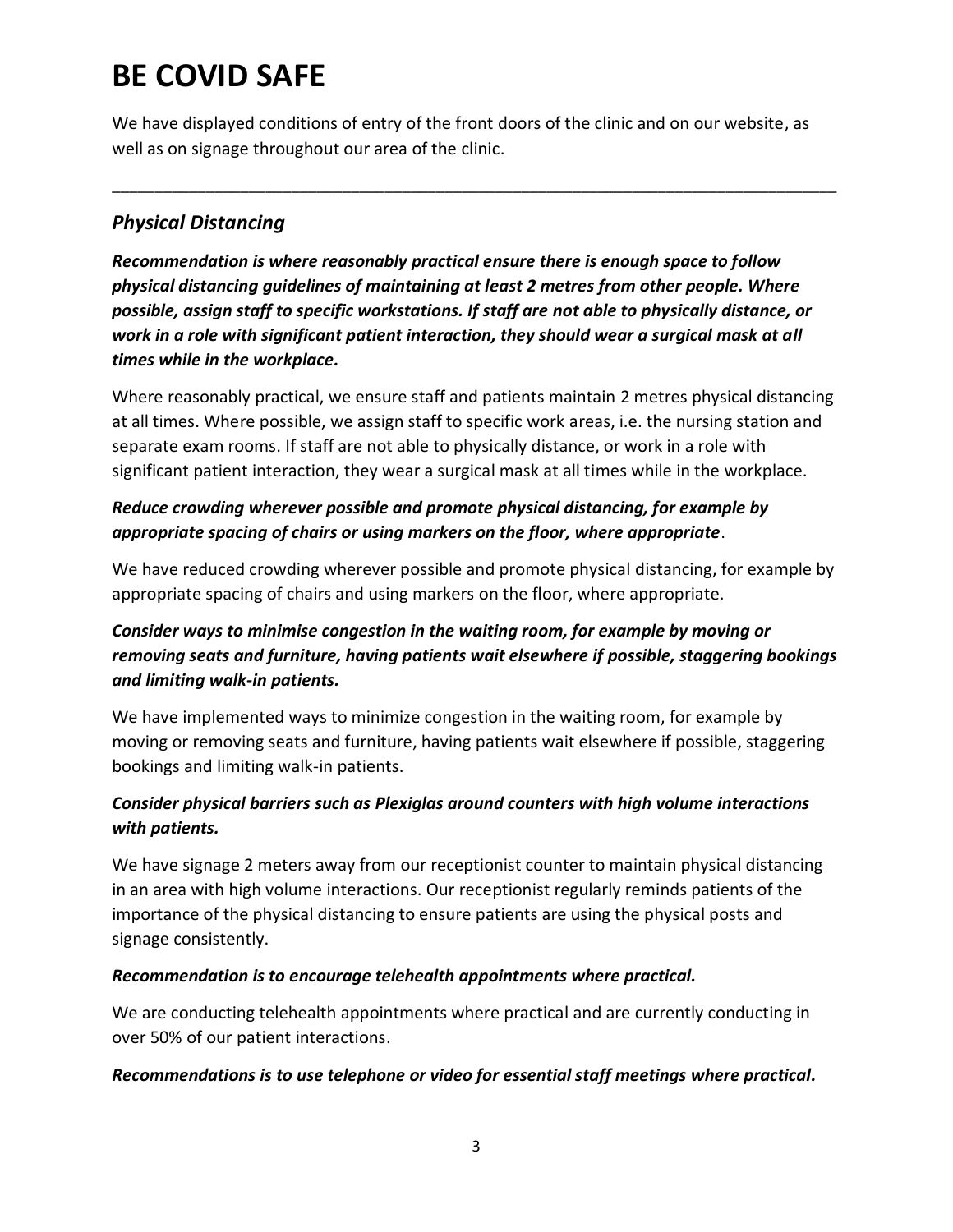# BE COVID SAFE

We have displayed conditions of entry of the front doors of the clinic and on our website, as well as on signage throughout our area of the clinic.

---

## *Physical Distancing*

***Recommendation is where reasonably practical ensure there is enough space to follow physical distancing guidelines of maintaining at least 2 metres from other people. Where possible, assign staff to specific workstations. If staff are not able to physically distance, or work in a role with significant patient interaction, they should wear a surgical mask at all times while in the workplace.***

Where reasonably practical, we ensure staff and patients maintain 2 metres physical distancing at all times. Where possible, we assign staff to specific work areas, i.e. the nursing station and separate exam rooms. If staff are not able to physically distance, or work in a role with significant patient interaction, they wear a surgical mask at all times while in the workplace.

***Reduce crowding wherever possible and promote physical distancing, for example by appropriate spacing of chairs or using markers on the floor, where appropriate***.

We have reduced crowding wherever possible and promote physical distancing, for example by appropriate spacing of chairs and using markers on the floor, where appropriate.

***Consider ways to minimise congestion in the waiting room, for example by moving or removing seats and furniture, having patients wait elsewhere if possible, staggering bookings and limiting walk-in patients.***

We have implemented ways to minimize congestion in the waiting room, for example by moving or removing seats and furniture, having patients wait elsewhere if possible, staggering bookings and limiting walk-in patients.

***Consider physical barriers such as Plexiglas around counters with high volume interactions with patients.***

We have signage 2 meters away from our receptionist counter to maintain physical distancing in an area with high volume interactions. Our receptionist regularly reminds patients of the importance of the physical distancing to ensure patients are using the physical posts and signage consistently.

***Recommendation is to encourage telehealth appointments where practical.***

We are conducting telehealth appointments where practical and are currently conducting in over 50% of our patient interactions.

***Recommendations is to use telephone or video for essential staff meetings where practical.***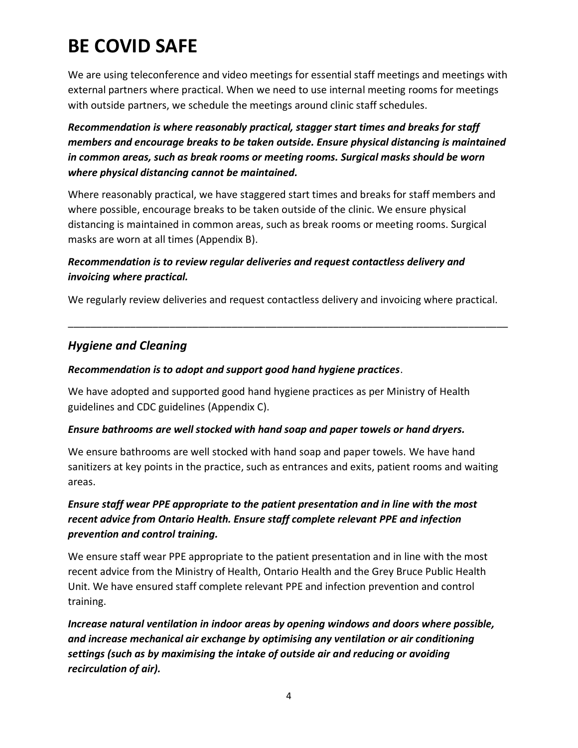# BE COVID SAFE

We are using teleconference and video meetings for essential staff meetings and meetings with external partners where practical. When we need to use internal meeting rooms for meetings with outside partners, we schedule the meetings around clinic staff schedules.

***Recommendation is where reasonably practical, stagger start times and breaks for staff members and encourage breaks to be taken outside. Ensure physical distancing is maintained in common areas, such as break rooms or meeting rooms. Surgical masks should be worn where physical distancing cannot be maintained.***

Where reasonably practical, we have staggered start times and breaks for staff members and where possible, encourage breaks to be taken outside of the clinic. We ensure physical distancing is maintained in common areas, such as break rooms or meeting rooms. Surgical masks are worn at all times (Appendix B).

***Recommendation is to review regular deliveries and request contactless delivery and invoicing where practical.***

We regularly review deliveries and request contactless delivery and invoicing where practical.

---

## *Hygiene and Cleaning*

***Recommendation is to adopt and support good hand hygiene practices***.

We have adopted and supported good hand hygiene practices as per Ministry of Health guidelines and CDC guidelines (Appendix C).

***Ensure bathrooms are well stocked with hand soap and paper towels or hand dryers.***

We ensure bathrooms are well stocked with hand soap and paper towels. We have hand sanitizers at key points in the practice, such as entrances and exits, patient rooms and waiting areas.

***Ensure staff wear PPE appropriate to the patient presentation and in line with the most recent advice from Ontario Health. Ensure staff complete relevant PPE and infection prevention and control training.***

We ensure staff wear PPE appropriate to the patient presentation and in line with the most recent advice from the Ministry of Health, Ontario Health and the Grey Bruce Public Health Unit. We have ensured staff complete relevant PPE and infection prevention and control training.

***Increase natural ventilation in indoor areas by opening windows and doors where possible, and increase mechanical air exchange by optimising any ventilation or air conditioning settings (such as by maximising the intake of outside air and reducing or avoiding recirculation of air).***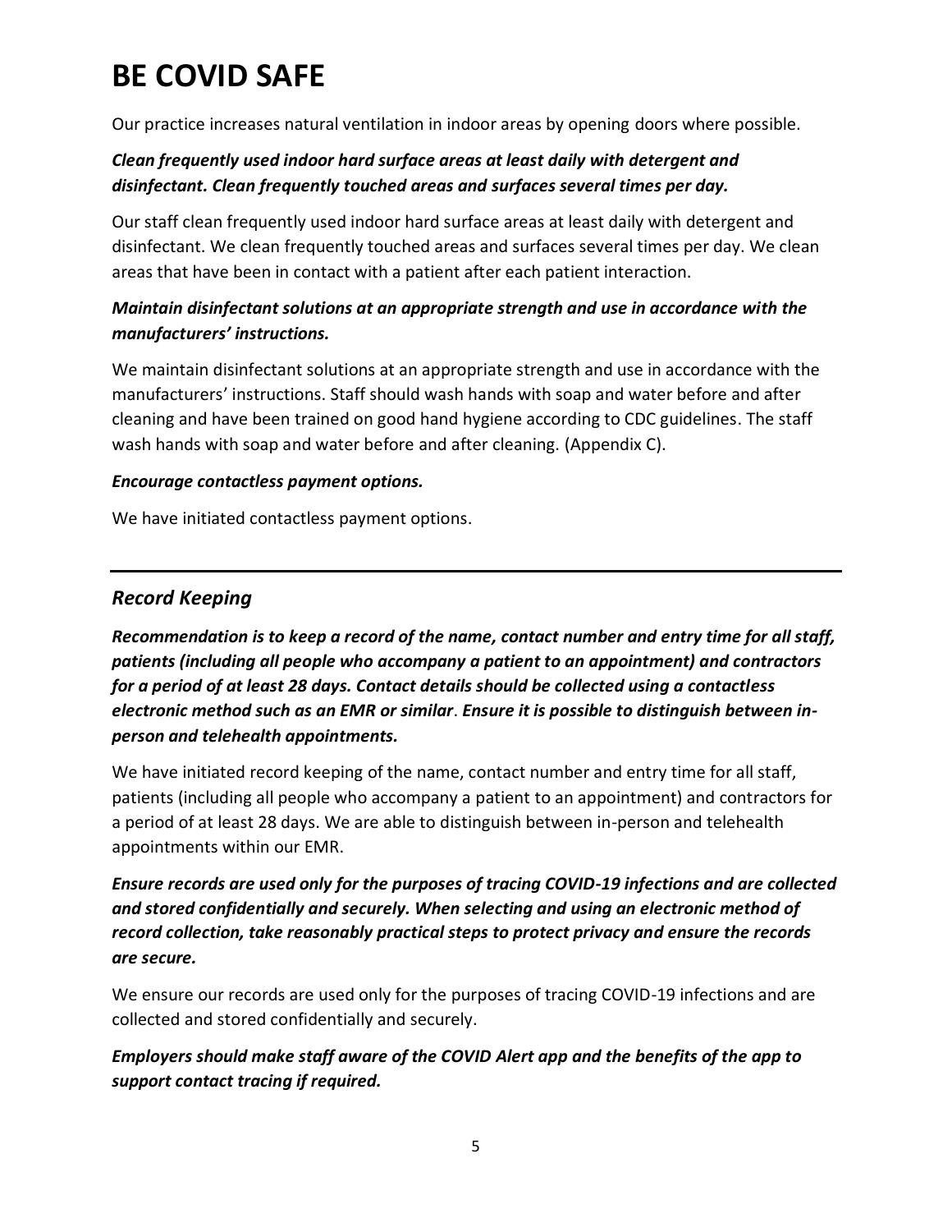# BE COVID SAFE

Our practice increases natural ventilation in indoor areas by opening doors where possible.

***Clean frequently used indoor hard surface areas at least daily with detergent and disinfectant. Clean frequently touched areas and surfaces several times per day.***

Our staff clean frequently used indoor hard surface areas at least daily with detergent and disinfectant. We clean frequently touched areas and surfaces several times per day. We clean areas that have been in contact with a patient after each patient interaction.

***Maintain disinfectant solutions at an appropriate strength and use in accordance with the manufacturers' instructions.***

We maintain disinfectant solutions at an appropriate strength and use in accordance with the manufacturers' instructions. Staff should wash hands with soap and water before and after cleaning and have been trained on good hand hygiene according to CDC guidelines. The staff wash hands with soap and water before and after cleaning. (Appendix C).

***Encourage contactless payment options.***

We have initiated contactless payment options.

---

## *Record Keeping*

***Recommendation is to keep a record of the name, contact number and entry time for all staff, patients (including all people who accompany a patient to an appointment) and contractors for a period of at least 28 days. Contact details should be collected using a contactless electronic method such as an EMR or similar. Ensure it is possible to distinguish between in-person and telehealth appointments.***

We have initiated record keeping of the name, contact number and entry time for all staff, patients (including all people who accompany a patient to an appointment) and contractors for a period of at least 28 days. We are able to distinguish between in-person and telehealth appointments within our EMR.

***Ensure records are used only for the purposes of tracing COVID-19 infections and are collected and stored confidentially and securely. When selecting and using an electronic method of record collection, take reasonably practical steps to protect privacy and ensure the records are secure.***

We ensure our records are used only for the purposes of tracing COVID-19 infections and are collected and stored confidentially and securely.

***Employers should make staff aware of the COVID Alert app and the benefits of the app to support contact tracing if required.***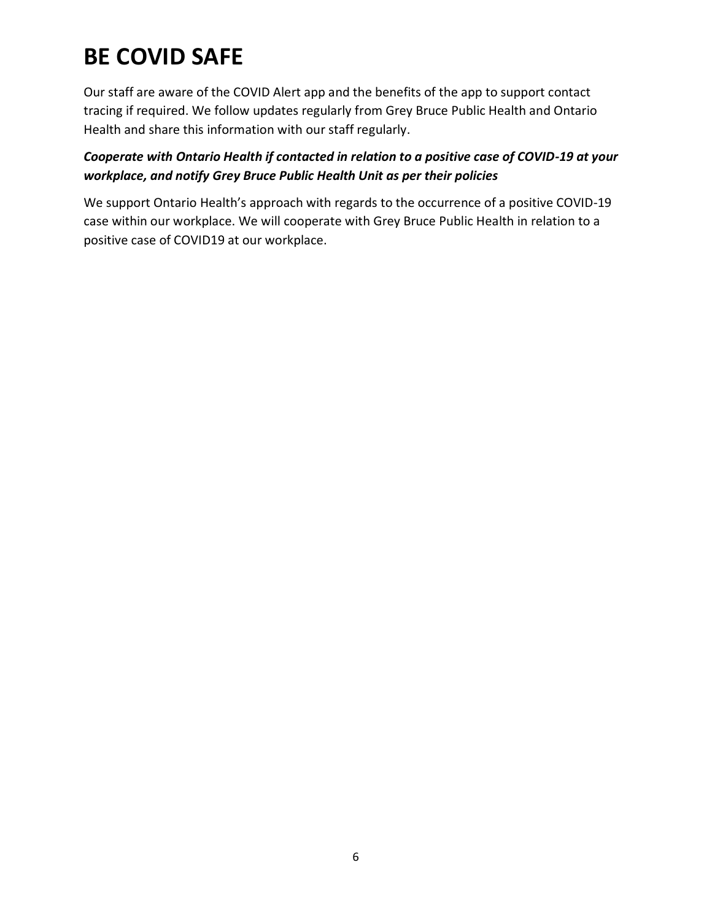# BE COVID SAFE

Our staff are aware of the COVID Alert app and the benefits of the app to support contact tracing if required. We follow updates regularly from Grey Bruce Public Health and Ontario Health and share this information with our staff regularly.

***Cooperate with Ontario Health if contacted in relation to a positive case of COVID-19 at your workplace, and notify Grey Bruce Public Health Unit as per their policies***

We support Ontario Health's approach with regards to the occurrence of a positive COVID-19 case within our workplace. We will cooperate with Grey Bruce Public Health in relation to a positive case of COVID19 at our workplace.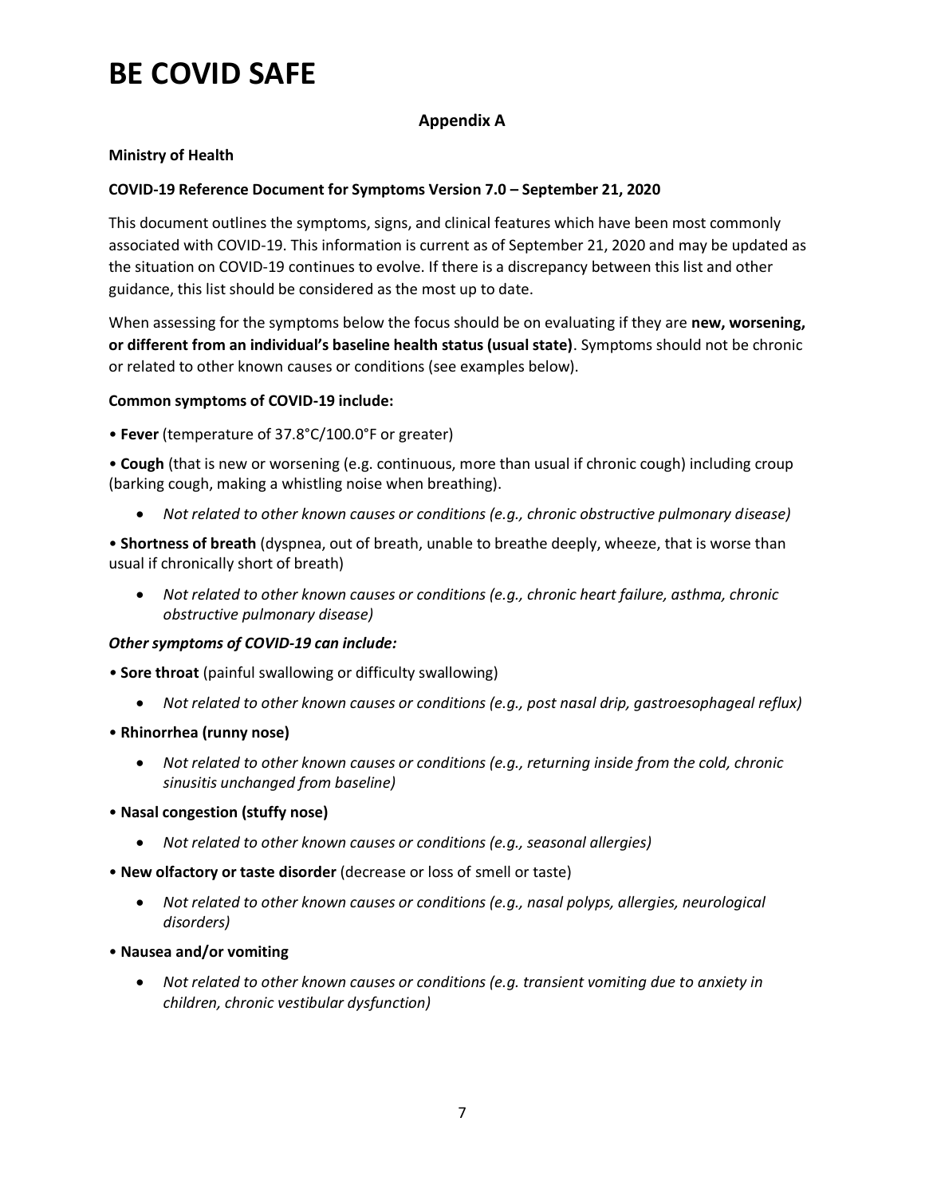# BE COVID SAFE

## Appendix A

**Ministry of Health**

**COVID-19 Reference Document for Symptoms Version 7.0 – September 21, 2020**

This document outlines the symptoms, signs, and clinical features which have been most commonly associated with COVID-19. This information is current as of September 21, 2020 and may be updated as the situation on COVID-19 continues to evolve. If there is a discrepancy between this list and other guidance, this list should be considered as the most up to date.

When assessing for the symptoms below the focus should be on evaluating if they are **new, worsening, or different from an individual's baseline health status (usual state)**. Symptoms should not be chronic or related to other known causes or conditions (see examples below).

**Common symptoms of COVID-19 include:**

• **Fever** (temperature of 37.8°C/100.0°F or greater)

• **Cough** (that is new or worsening (e.g. continuous, more than usual if chronic cough) including croup (barking cough, making a whistling noise when breathing).

- *Not related to other known causes or conditions (e.g., chronic obstructive pulmonary disease)*

• **Shortness of breath** (dyspnea, out of breath, unable to breathe deeply, wheeze, that is worse than usual if chronically short of breath)

- *Not related to other known causes or conditions (e.g., chronic heart failure, asthma, chronic obstructive pulmonary disease)*

***Other symptoms of COVID-19 can include:***

• **Sore throat** (painful swallowing or difficulty swallowing)

- *Not related to other known causes or conditions (e.g., post nasal drip, gastroesophageal reflux)*

• **Rhinorrhea (runny nose)**

- *Not related to other known causes or conditions (e.g., returning inside from the cold, chronic sinusitis unchanged from baseline)*

• **Nasal congestion (stuffy nose)**

- *Not related to other known causes or conditions (e.g., seasonal allergies)*

• **New olfactory or taste disorder** (decrease or loss of smell or taste)

- *Not related to other known causes or conditions (e.g., nasal polyps, allergies, neurological disorders)*

• **Nausea and/or vomiting**

- *Not related to other known causes or conditions (e.g. transient vomiting due to anxiety in children, chronic vestibular dysfunction)*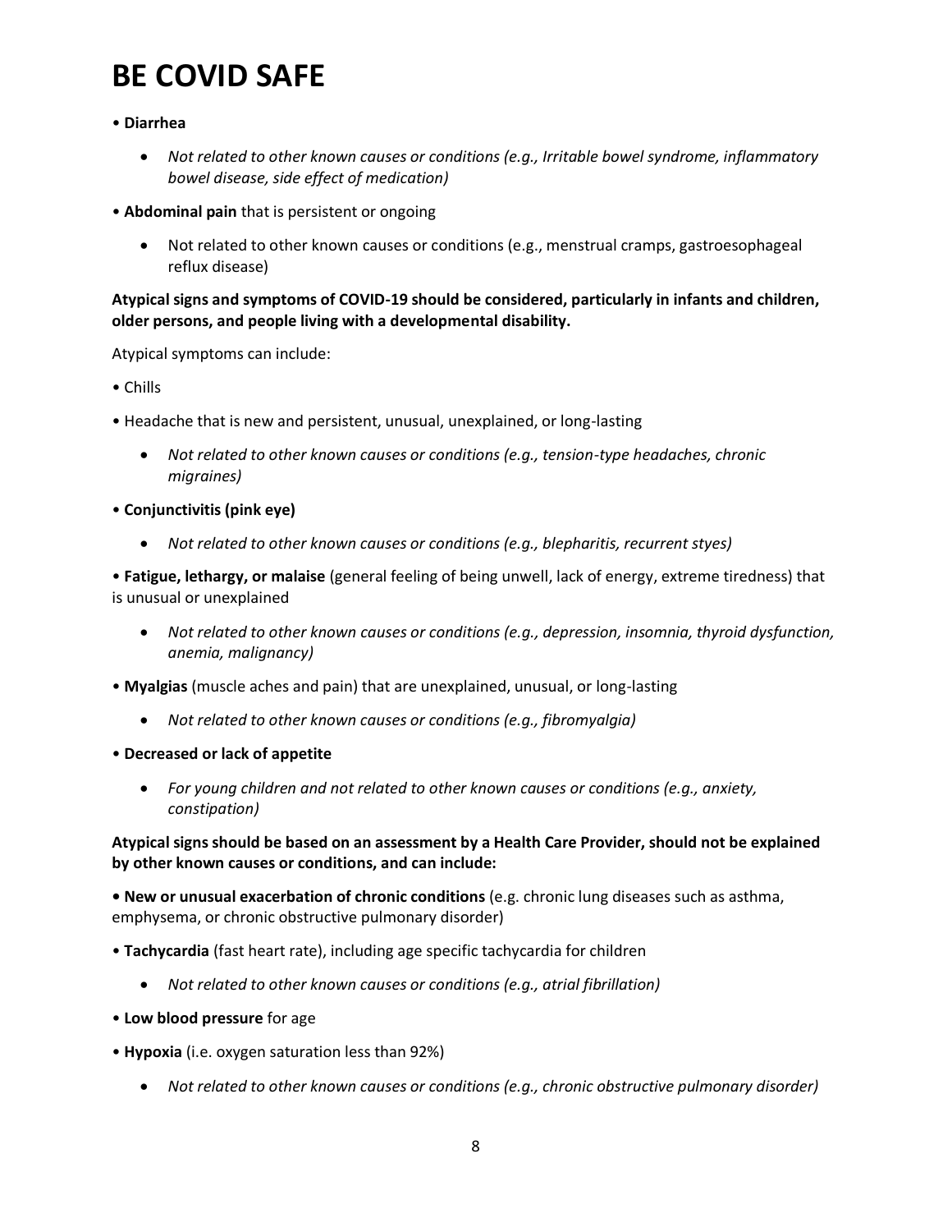# BE COVID SAFE

- **Diarrhea**
    - *Not related to other known causes or conditions (e.g., Irritable bowel syndrome, inflammatory bowel disease, side effect of medication)*
- **Abdominal pain** that is persistent or ongoing
    - Not related to other known causes or conditions (e.g., menstrual cramps, gastroesophageal reflux disease)

**Atypical signs and symptoms of COVID-19 should be considered, particularly in infants and children, older persons, and people living with a developmental disability.**

Atypical symptoms can include:

- Chills
- Headache that is new and persistent, unusual, unexplained, or long-lasting
    - *Not related to other known causes or conditions (e.g., tension-type headaches, chronic migraines)*
- **Conjunctivitis (pink eye)**
    - *Not related to other known causes or conditions (e.g., blepharitis, recurrent styes)*
- **Fatigue, lethargy, or malaise** (general feeling of being unwell, lack of energy, extreme tiredness) that is unusual or unexplained
    - *Not related to other known causes or conditions (e.g., depression, insomnia, thyroid dysfunction, anemia, malignancy)*
- **Myalgias** (muscle aches and pain) that are unexplained, unusual, or long-lasting
    - *Not related to other known causes or conditions (e.g., fibromyalgia)*
- **Decreased or lack of appetite**
    - *For young children and not related to other known causes or conditions (e.g., anxiety, constipation)*

**Atypical signs should be based on an assessment by a Health Care Provider, should not be explained by other known causes or conditions, and can include:**

- **New or unusual exacerbation of chronic conditions** (e.g. chronic lung diseases such as asthma, emphysema, or chronic obstructive pulmonary disorder)
- **Tachycardia** (fast heart rate), including age specific tachycardia for children
    - *Not related to other known causes or conditions (e.g., atrial fibrillation)*
- **Low blood pressure** for age
- **Hypoxia** (i.e. oxygen saturation less than 92%)
    - *Not related to other known causes or conditions (e.g., chronic obstructive pulmonary disorder)*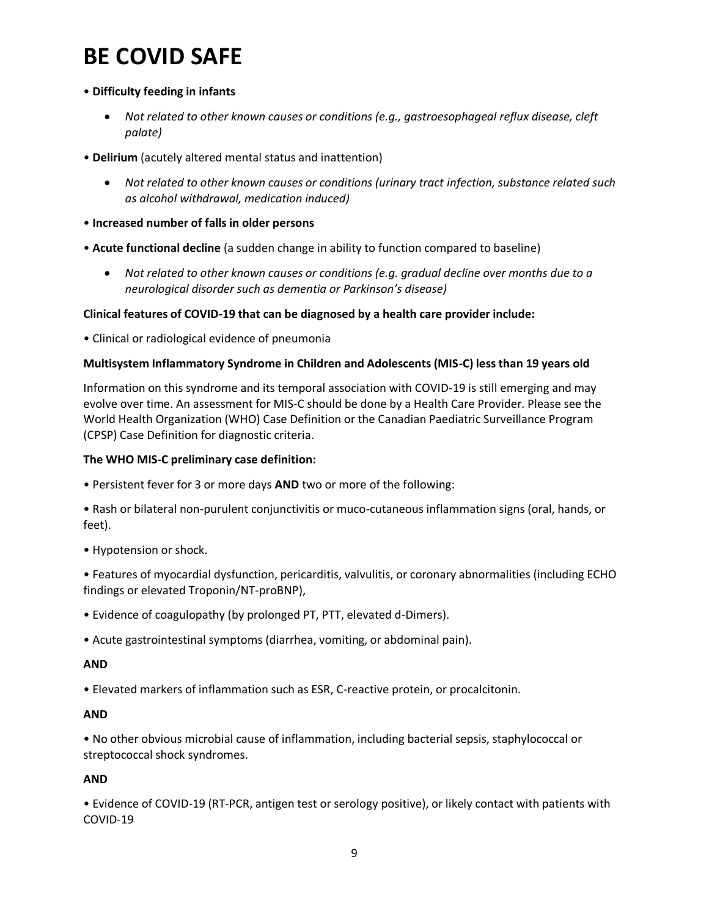# BE COVID SAFE

- **Difficulty feeding in infants**
    - *Not related to other known causes or conditions (e.g., gastroesophageal reflux disease, cleft palate)*
- **Delirium** (acutely altered mental status and inattention)
    - *Not related to other known causes or conditions (urinary tract infection, substance related such as alcohol withdrawal, medication induced)*
- **Increased number of falls in older persons**
- **Acute functional decline** (a sudden change in ability to function compared to baseline)
    - *Not related to other known causes or conditions (e.g. gradual decline over months due to a neurological disorder such as dementia or Parkinson's disease)*

**Clinical features of COVID-19 that can be diagnosed by a health care provider include:**

- Clinical or radiological evidence of pneumonia

**Multisystem Inflammatory Syndrome in Children and Adolescents (MIS-C) less than 19 years old**

Information on this syndrome and its temporal association with COVID-19 is still emerging and may evolve over time. An assessment for MIS-C should be done by a Health Care Provider. Please see the World Health Organization (WHO) Case Definition or the Canadian Paediatric Surveillance Program (CPSP) Case Definition for diagnostic criteria.

**The WHO MIS-C preliminary case definition:**

- Persistent fever for 3 or more days **AND** two or more of the following:
- Rash or bilateral non-purulent conjunctivitis or muco-cutaneous inflammation signs (oral, hands, or feet).
- Hypotension or shock.
- Features of myocardial dysfunction, pericarditis, valvulitis, or coronary abnormalities (including ECHO findings or elevated Troponin/NT-proBNP),
- Evidence of coagulopathy (by prolonged PT, PTT, elevated d-Dimers).
- Acute gastrointestinal symptoms (diarrhea, vomiting, or abdominal pain).

**AND**

- Elevated markers of inflammation such as ESR, C-reactive protein, or procalcitonin.

**AND**

- No other obvious microbial cause of inflammation, including bacterial sepsis, staphylococcal or streptococcal shock syndromes.

**AND**

- Evidence of COVID-19 (RT-PCR, antigen test or serology positive), or likely contact with patients with COVID-19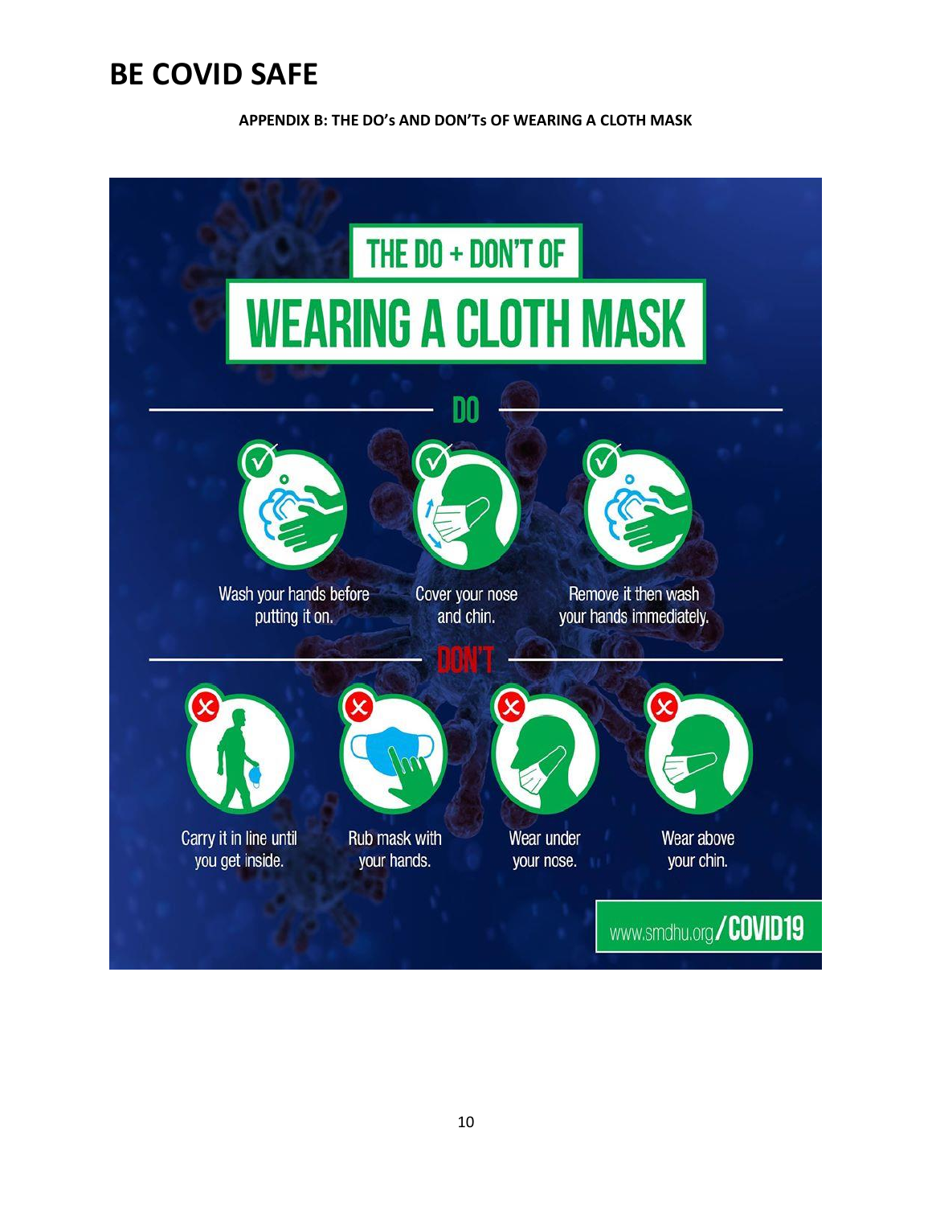# BE COVID SAFE

**APPENDIX B: THE DO's AND DON'Ts OF WEARING A CLOTH MASK**

## THE DO + DON'T OF WEARING A CLOTH MASK

### DO

- Wash your hands before putting it on.
- Cover your nose and chin.
- Remove it then wash your hands immediately.

### DON'T

- Carry it in line until you get inside.
- Rub mask with your hands.
- Wear under your nose.
- Wear above your chin.

www.smdhu.org/COVID19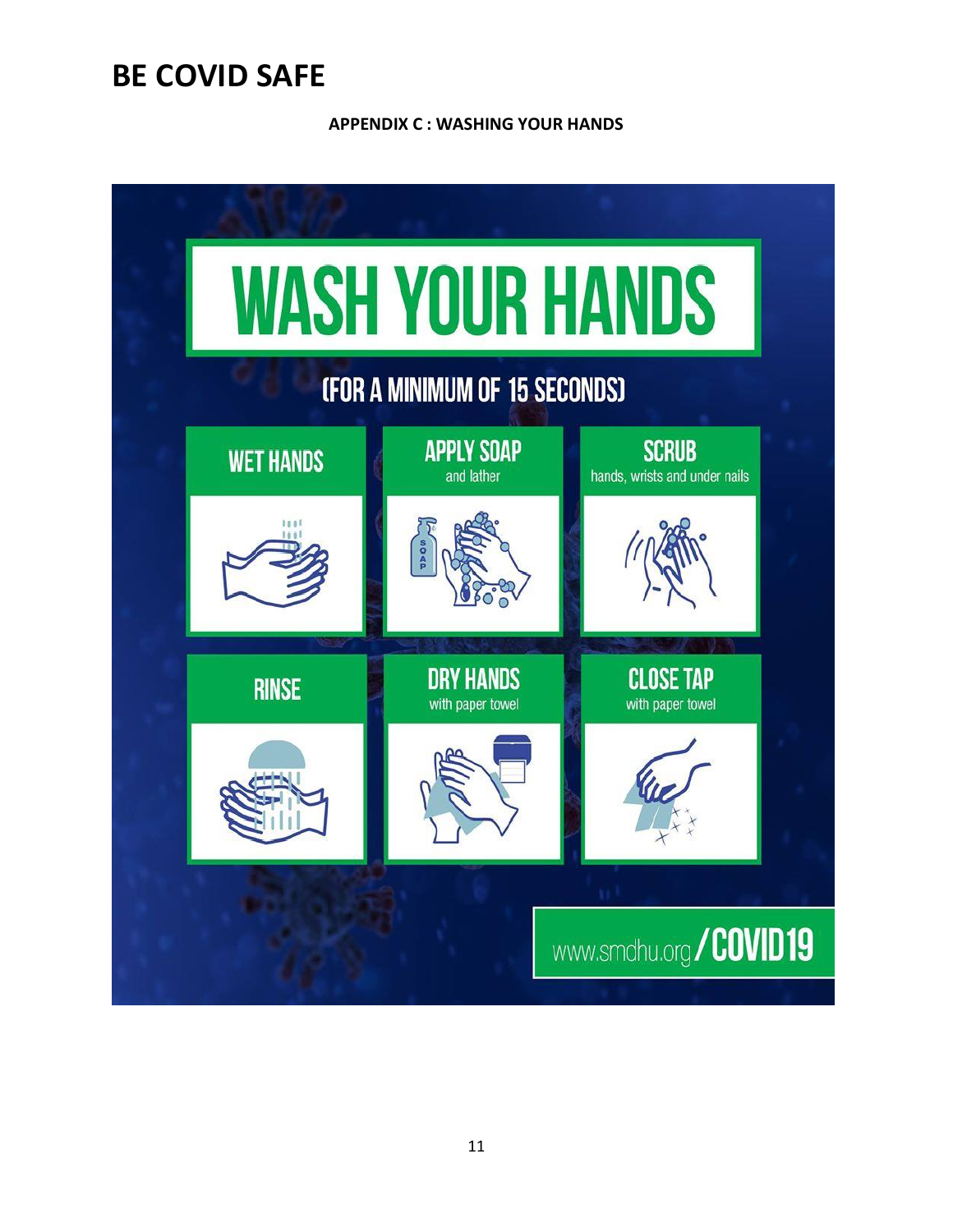# BE COVID SAFE

**APPENDIX C : WASHING YOUR HANDS**

## WASH YOUR HANDS

### (FOR A MINIMUM OF 15 SECONDS)

**WET HANDS**

**APPLY SOAP**
and lather

**SCRUB**
hands, wrists and under nails

**RINSE**

**DRY HANDS**
with paper towel

**CLOSE TAP**
with paper towel

www.smdhu.org/COVID19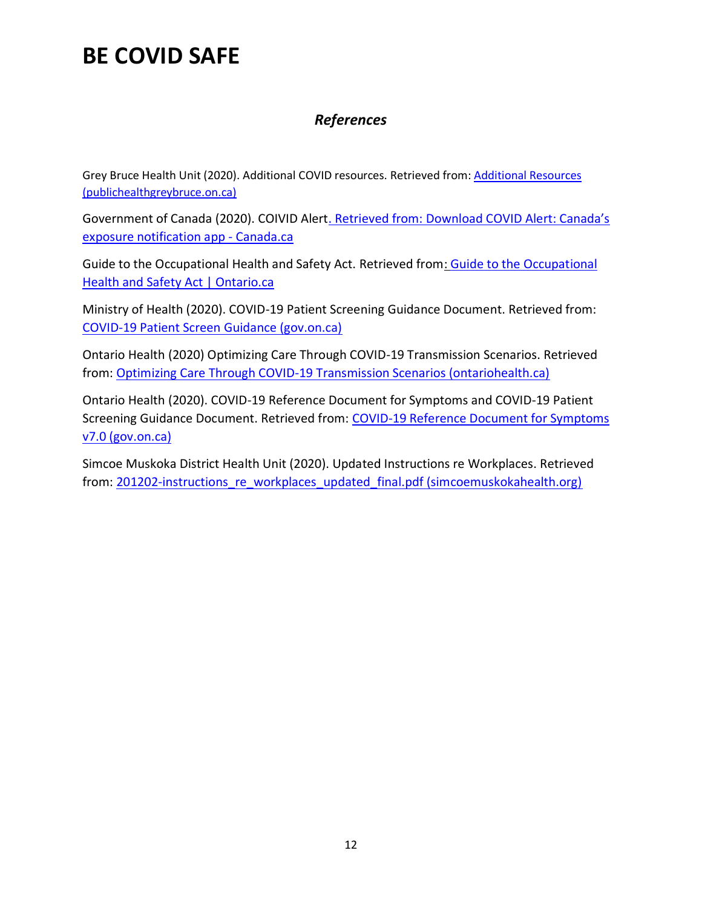# BE COVID SAFE

## *References*

Grey Bruce Health Unit (2020). Additional COVID resources. Retrieved from: Additional Resources (publichealthgreybruce.on.ca)

Government of Canada (2020). COIVID Alert. Retrieved from: Download COVID Alert: Canada's exposure notification app - Canada.ca

Guide to the Occupational Health and Safety Act. Retrieved from: Guide to the Occupational Health and Safety Act | Ontario.ca

Ministry of Health (2020). COVID-19 Patient Screening Guidance Document. Retrieved from: COVID-19 Patient Screen Guidance (gov.on.ca)

Ontario Health (2020) Optimizing Care Through COVID-19 Transmission Scenarios. Retrieved from: Optimizing Care Through COVID-19 Transmission Scenarios (ontariohealth.ca)

Ontario Health (2020). COVID-19 Reference Document for Symptoms and COVID-19 Patient Screening Guidance Document. Retrieved from: COVID-19 Reference Document for Symptoms v7.0 (gov.on.ca)

Simcoe Muskoka District Health Unit (2020). Updated Instructions re Workplaces. Retrieved from: 201202-instructions_re_workplaces_updated_final.pdf (simcoemuskokahealth.org)